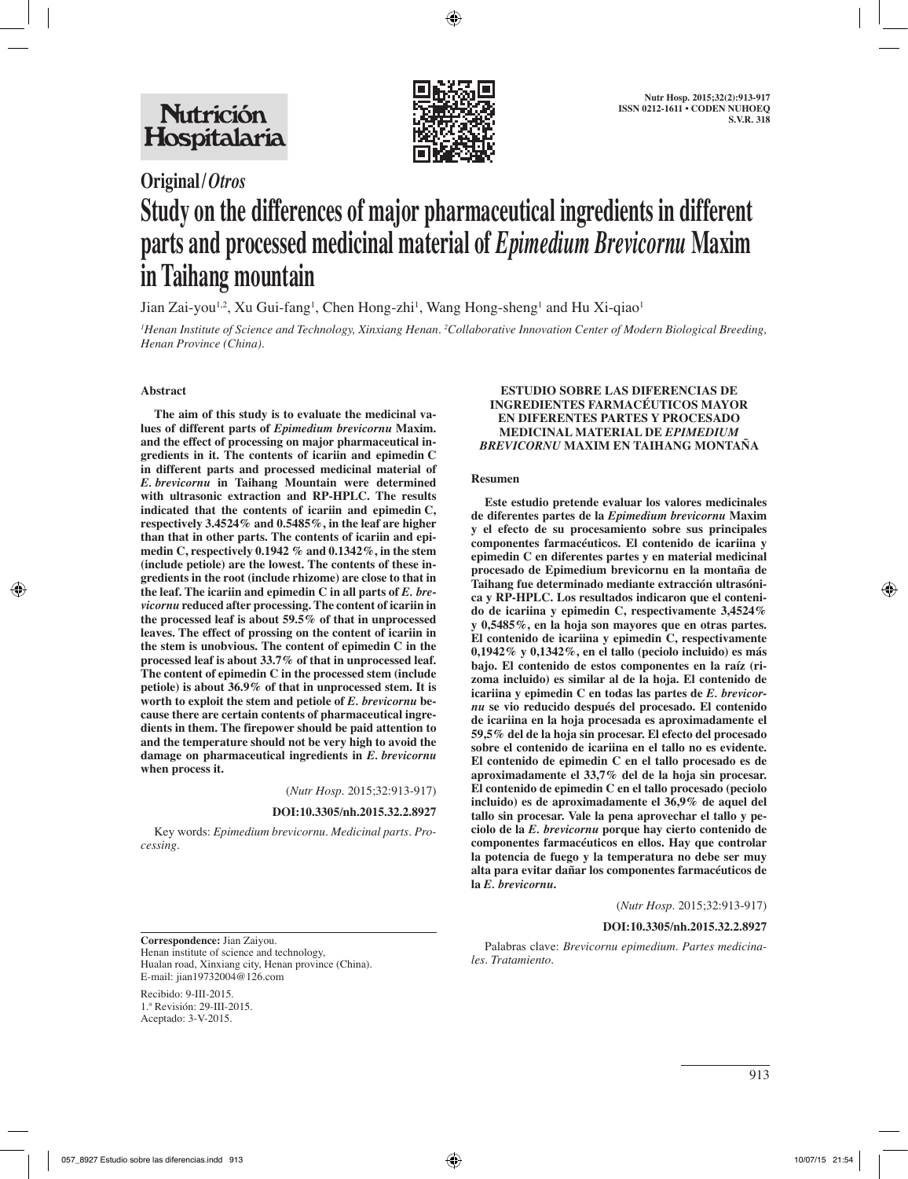Original/*Otros*

# Study on the differences of major pharmaceutical ingredients in different parts and processed medicinal material of *Epimedium Brevicornu* Maxim in Taihang mountain

Jian Zai-you[1,2], Xu Gui-fang[1], Chen Hong-zhi[1], Wang Hong-sheng[1] and Hu Xi-qiao[1]

[1]*Henan Institute of Science and Technology, Xinxiang Henan.* [2]*Collaborative Innovation Center of Modern Biological Breeding, Henan Province (China).*

## Abstract

**The aim of this study is to evaluate the medicinal values of different parts of *Epimedium brevicornu* Maxim. and the effect of processing on major pharmaceutical ingredients in it. The contents of icariin and epimedin C in different parts and processed medicinal material of *E. brevicornu* in Taihang Mountain were determined with ultrasonic extraction and RP-HPLC. The results indicated that the contents of icariin and epimedin C, respectively 3.4524% and 0.5485%, in the leaf are higher than that in other parts. The contents of icariin and epimedin C, respectively 0.1942 % and 0.1342%, in the stem (include petiole) are the lowest. The contents of these ingredients in the root (include rhizome) are close to that in the leaf. The icariin and epimedin C in all parts of *E. brevicornu* reduced after processing. The content of icariin in the processed leaf is about 59.5% of that in unprocessed leaves. The effect of prossing on the content of icariin in the stem is unobvious. The content of epimedin C in the processed leaf is about 33.7% of that in unprocessed leaf. The content of epimedin C in the processed stem (include petiole) is about 36.9% of that in unprocessed stem. It is worth to exploit the stem and petiole of *E. brevicornu* because there are certain contents of pharmaceutical ingredients in them. The firepower should be paid attention to and the temperature should not be very high to avoid the damage on pharmaceutical ingredients in *E. brevicornu* when process it.**

(*Nutr Hosp.* 2015;32:913-917)

**DOI:10.3305/nh.2015.32.2.8927**

Key words: *Epimedium brevicornu. Medicinal parts. Processing.*

## ESTUDIO SOBRE LAS DIFERENCIAS DE INGREDIENTES FARMACÉUTICOS MAYOR EN DIFERENTES PARTES Y PROCESADO MEDICINAL MATERIAL DE *EPIMEDIUM BREVICORNU* MAXIM EN TAIHANG MONTAÑA

## Resumen

**Este estudio pretende evaluar los valores medicinales de diferentes partes de la *Epimedium brevicornu* Maxim y el efecto de su procesamiento sobre sus principales componentes farmacéuticos. El contenido de icariina y epimedin C en diferentes partes y en material medicinal procesado de Epimedium brevicornu en la montaña de Taihang fue determinado mediante extracción ultrasónica y RP-HPLC. Los resultados indicaron que el contenido de icariina y epimedin C, respectivamente 3,4524% y 0,5485%, en la hoja son mayores que en otras partes. El contenido de icariina y epimedin C, respectivamente 0,1942% y 0,1342%, en el tallo (peciolo incluido) es más bajo. El contenido de estos componentes en la raíz (rizoma incluido) es similar al de la hoja. El contenido de icariina y epimedin C en todas las partes de *E. brevicornu* se vio reducido después del procesado. El contenido de icariina en la hoja procesada es aproximadamente el 59,5% del de la hoja sin procesar. El efecto del procesado sobre el contenido de icariina en el tallo no es evidente. El contenido de epimedin C en el tallo procesado es de aproximadamente el 33,7% del de la hoja sin procesar. El contenido de epimedin C en el tallo procesado (peciolo incluido) es de aproximadamente el 36,9% de aquel del tallo sin procesar. Vale la pena aprovechar el tallo y peciolo de la *E. brevicornu* porque hay cierto contenido de componentes farmacéuticos en ellos. Hay que controlar la potencia de fuego y la temperatura no debe ser muy alta para evitar dañar los componentes farmacéuticos de la *E. brevicornu*.**

(*Nutr Hosp.* 2015;32:913-917)

**DOI:10.3305/nh.2015.32.2.8927**

Palabras clave: *Brevicornu epimedium. Partes medicinales. Tratamiento.*

**Correspondence:** Jian Zaiyou.
Henan institute of science and technology,
Hualan road, Xinxiang city, Henan province (China).
E-mail: jian19732004@126.com

Recibido: 9-III-2015.
1.ª Revisión: 29-III-2015.
Aceptado: 3-V-2015.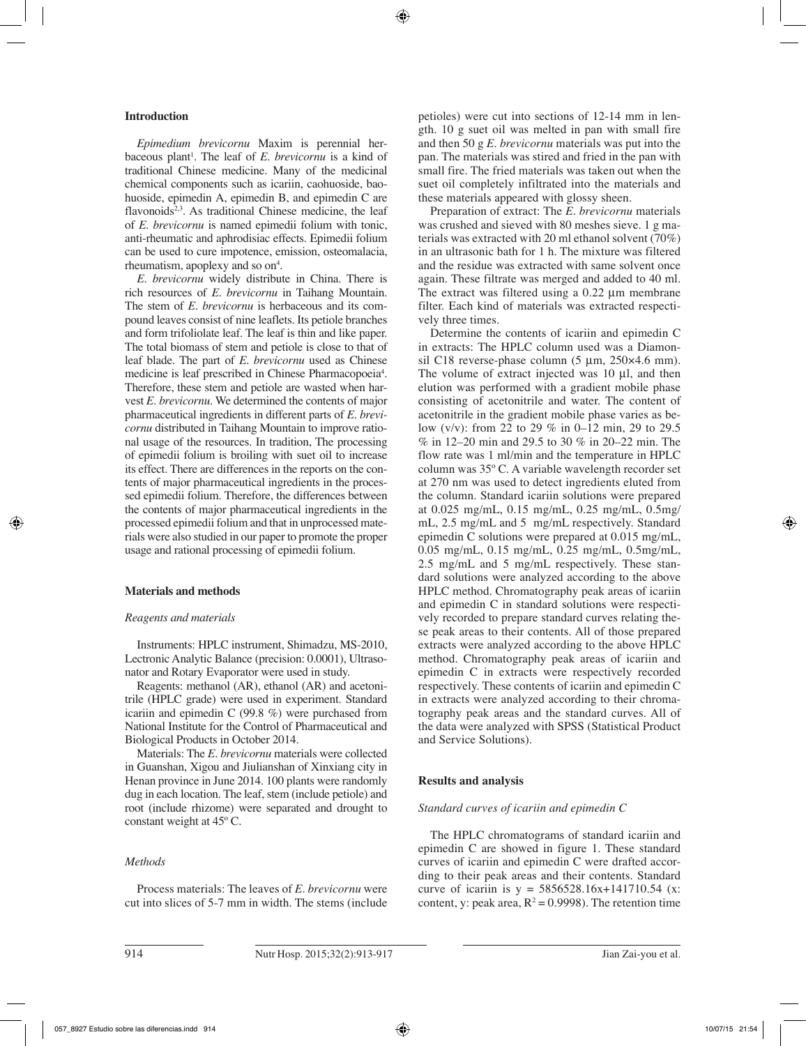## Introduction

*Epimedium brevicornu* Maxim is perennial herbaceous plant[1]. The leaf of *E. brevicornu* is a kind of traditional Chinese medicine. Many of the medicinal chemical components such as icariin, caohuoside, baohuoside, epimedin A, epimedin B, and epimedin C are flavonoids[2,3]. As traditional Chinese medicine, the leaf of *E. brevicornu* is named epimedii folium with tonic, anti-rheumatic and aphrodisiac effects. Epimedii folium can be used to cure impotence, emission, osteomalacia, rheumatism, apoplexy and so on[4].

*E. brevicornu* widely distribute in China. There is rich resources of *E. brevicornu* in Taihang Mountain. The stem of *E. brevicornu* is herbaceous and its compound leaves consist of nine leaflets. Its petiole branches and form trifoliolate leaf. The leaf is thin and like paper. The total biomass of stem and petiole is close to that of leaf blade. The part of *E. brevicornu* used as Chinese medicine is leaf prescribed in Chinese Pharmacopoeia[4]. Therefore, these stem and petiole are wasted when harvest *E. brevicornu*. We determined the contents of major pharmaceutical ingredients in different parts of *E. brevicornu* distributed in Taihang Mountain to improve rational usage of the resources. In tradition, The processing of epimedii folium is broiling with suet oil to increase its effect. There are differences in the reports on the contents of major pharmaceutical ingredients in the processed epimedii folium. Therefore, the differences between the contents of major pharmaceutical ingredients in the processed epimedii folium and that in unprocessed materials were also studied in our paper to promote the proper usage and rational processing of epimedii folium.

## Materials and methods

### *Reagents and materials*

Instruments: HPLC instrument, Shimadzu, MS-2010, Lectronic Analytic Balance (precision: 0.0001), Ultrasonator and Rotary Evaporator were used in study.

Reagents: methanol (AR), ethanol (AR) and acetonitrile (HPLC grade) were used in experiment. Standard icariin and epimedin C (99.8 %) were purchased from National Institute for the Control of Pharmaceutical and Biological Products in October 2014.

Materials: The *E. brevicornu* materials were collected in Guanshan, Xigou and Jiulianshan of Xinxiang city in Henan province in June 2014. 100 plants were randomly dug in each location. The leaf, stem (include petiole) and root (include rhizome) were separated and drought to constant weight at 45º C.

### *Methods*

Process materials: The leaves of *E. brevicornu* were cut into slices of 5-7 mm in width. The stems (include petioles) were cut into sections of 12-14 mm in length. 10 g suet oil was melted in pan with small fire and then 50 g *E. brevicornu* materials was put into the pan. The materials was stired and fried in the pan with small fire. The fried materials was taken out when the suet oil completely infiltrated into the materials and these materials appeared with glossy sheen.

Preparation of extract: The *E. brevicornu* materials was crushed and sieved with 80 meshes sieve. 1 g materials was extracted with 20 ml ethanol solvent (70%) in an ultrasonic bath for 1 h. The mixture was filtered and the residue was extracted with same solvent once again. These filtrate was merged and added to 40 ml. The extract was filtered using a 0.22 µm membrane filter. Each kind of materials was extracted respectively three times.

Determine the contents of icariin and epimedin C in extracts: The HPLC column used was a Diamonsil C18 reverse-phase column (5 µm, 250×4.6 mm). The volume of extract injected was 10 µl, and then elution was performed with a gradient mobile phase consisting of acetonitrile and water. The content of acetonitrile in the gradient mobile phase varies as below (v/v): from 22 to 29 % in 0–12 min, 29 to 29.5 % in 12–20 min and 29.5 to 30 % in 20–22 min. The flow rate was 1 ml/min and the temperature in HPLC column was 35º C. A variable wavelength recorder set at 270 nm was used to detect ingredients eluted from the column. Standard icariin solutions were prepared at 0.025 mg/mL, 0.15 mg/mL, 0.25 mg/mL, 0.5mg/mL, 2.5 mg/mL and 5 mg/mL respectively. Standard epimedin C solutions were prepared at 0.015 mg/mL, 0.05 mg/mL, 0.15 mg/mL, 0.25 mg/mL, 0.5mg/mL, 2.5 mg/mL and 5 mg/mL respectively. These standard solutions were analyzed according to the above HPLC method. Chromatography peak areas of icariin and epimedin C in standard solutions were respectively recorded to prepare standard curves relating these peak areas to their contents. All of those prepared extracts were analyzed according to the above HPLC method. Chromatography peak areas of icariin and epimedin C in extracts were respectively recorded respectively. These contents of icariin and epimedin C in extracts were analyzed according to their chromatography peak areas and the standard curves. All of the data were analyzed with SPSS (Statistical Product and Service Solutions).

## Results and analysis

### *Standard curves of icariin and epimedin C*

The HPLC chromatograms of standard icariin and epimedin C are showed in figure 1. These standard curves of icariin and epimedin C were drafted according to their peak areas and their contents. Standard curve of icariin is $y = 5856528.16x+141710.54$ (x: content, y: peak area, $R^2 = 0.9998$). The retention time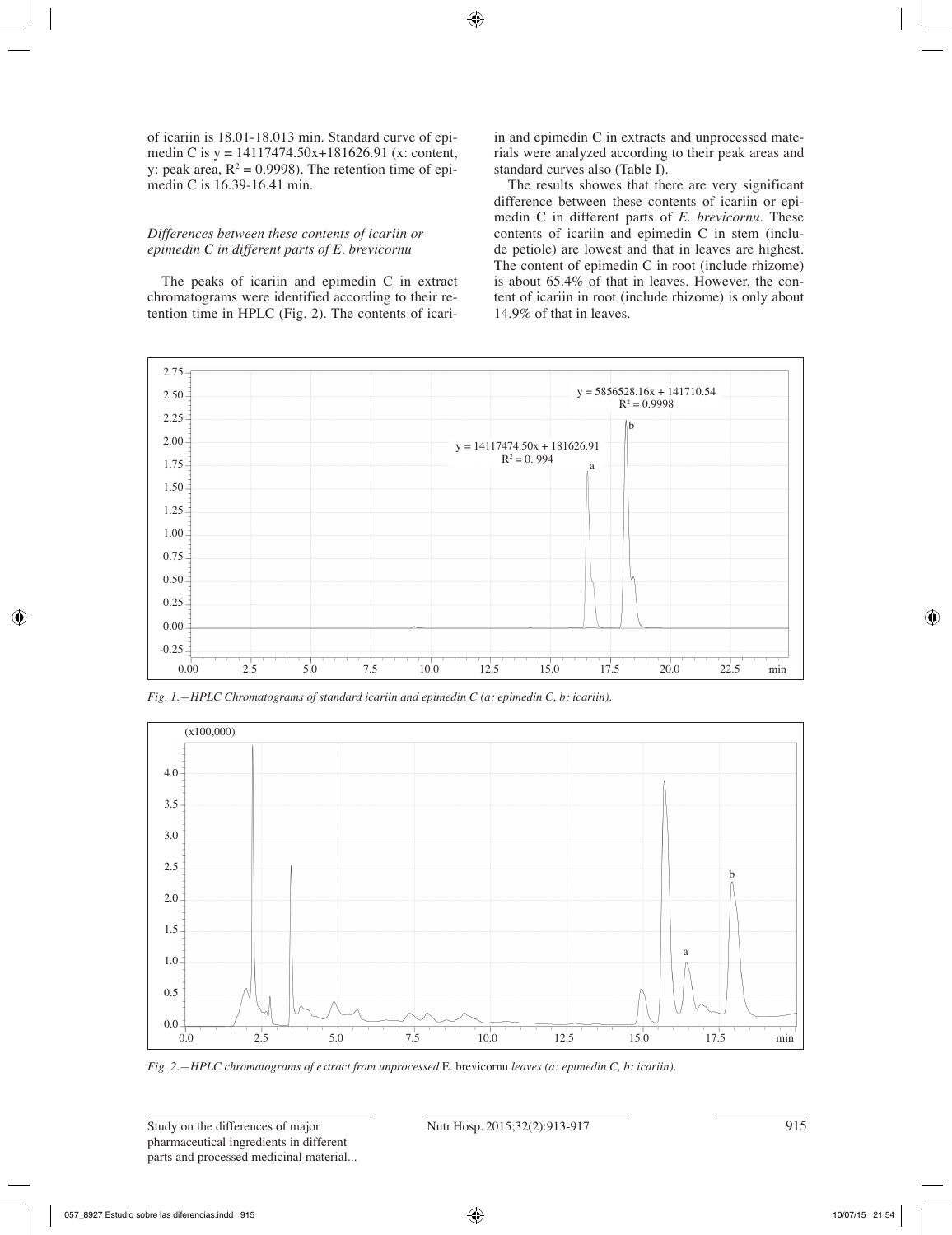of icariin is 18.01-18.013 min. Standard curve of epimedin C is y = 14117474.50x+181626.91 (x: content, y: peak area, $R^2 = 0.9998$). The retention time of epimedin C is 16.39-16.41 min.

### *Differences between these contents of icariin or epimedin C in different parts of E. brevicornu*

The peaks of icariin and epimedin C in extract chromatograms were identified according to their retention time in HPLC (Fig. 2). The contents of icariin and epimedin C in extracts and unprocessed materials were analyzed according to their peak areas and standard curves also (Table I).

The results showes that there are very significant difference between these contents of icariin or epimedin C in different parts of *E. brevicornu*. These contents of icariin and epimedin C in stem (include petiole) are lowest and that in leaves are highest. The content of epimedin C in root (include rhizome) is about 65.4% of that in leaves. However, the content of icariin in root (include rhizome) is only about 14.9% of that in leaves.

*Fig. 1.—HPLC Chromatograms of standard icariin and epimedin C (a: epimedin C, b: icariin).*

*Fig. 2.—HPLC chromatograms of extract from unprocessed* E. brevicornu *leaves (a: epimedin C, b: icariin).*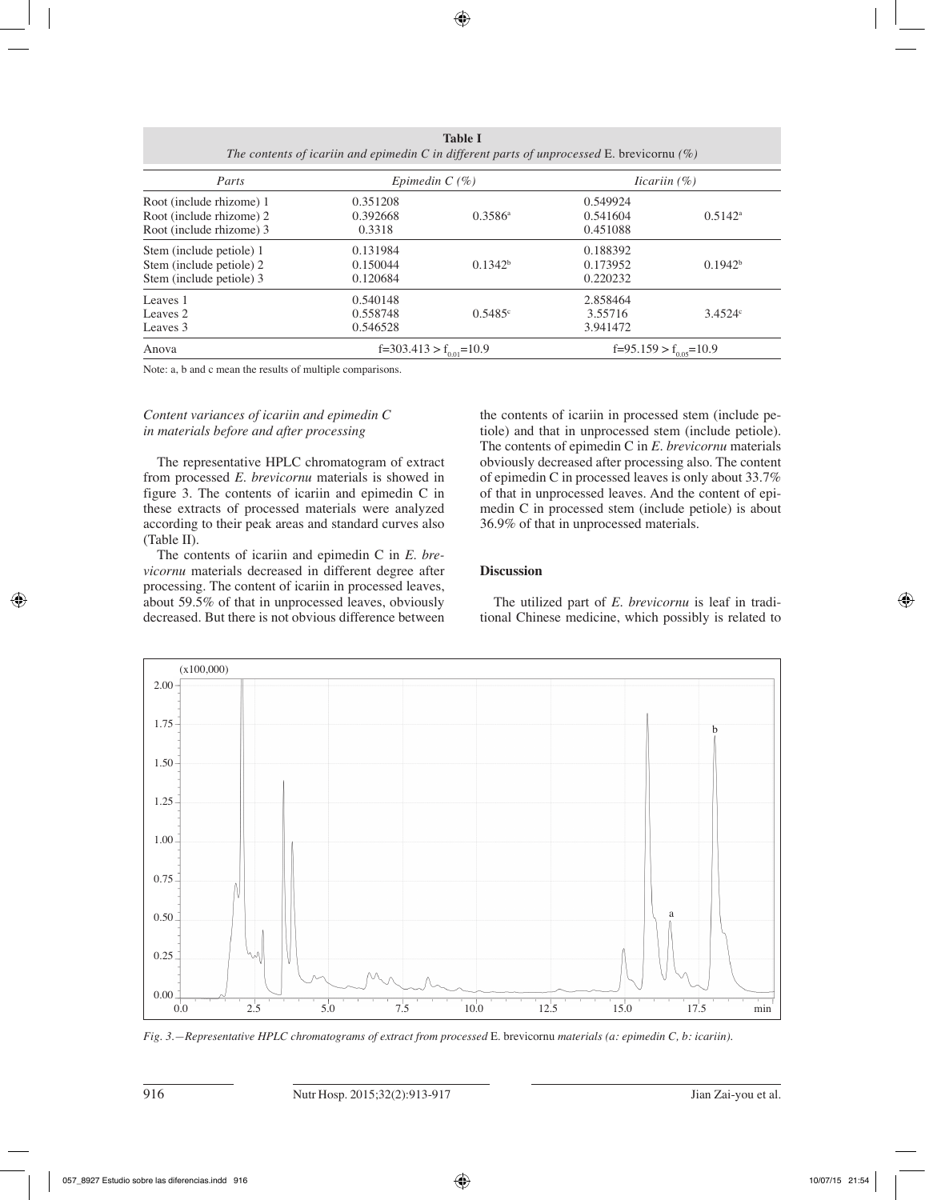**Table I**
*The contents of icariin and epimedin C in different parts of unprocessed* E. brevicornu *(%)*

| *Parts* | *Epimedin C (%)* | | *Iicariin (%)* | |
|---|---|---|---|---|
| Root (include rhizome) 1 | 0.351208 | | 0.549924 | |
| Root (include rhizome) 2 | 0.392668 | 0.3586[a] | 0.541604 | 0.5142[a] |
| Root (include rhizome) 3 | 0.3318 | | 0.451088 | |
| Stem (include petiole) 1 | 0.131984 | | 0.188392 | |
| Stem (include petiole) 2 | 0.150044 | 0.1342[b] | 0.173952 | 0.1942[b] |
| Stem (include petiole) 3 | 0.120684 | | 0.220232 | |
| Leaves 1 | 0.540148 | | 2.858464 | |
| Leaves 2 | 0.558748 | 0.5485[c] | 3.55716 | 3.4524[c] |
| Leaves 3 | 0.546528 | | 3.941472 | |
| Anova | $f=303.413 > f_{0.01}=10.9$ | | $f=95.159 > f_{0.05}=10.9$ | |

Note: a, b and c mean the results of multiple comparisons.

### *Content variances of icariin and epimedin C in materials before and after processing*

The representative HPLC chromatogram of extract from processed *E. brevicornu* materials is showed in figure 3. The contents of icariin and epimedin C in these extracts of processed materials were analyzed according to their peak areas and standard curves also (Table II).

The contents of icariin and epimedin C in *E. brevicornu* materials decreased in different degree after processing. The content of icariin in processed leaves, about 59.5% of that in unprocessed leaves, obviously decreased. But there is not obvious difference between the contents of icariin in processed stem (include petiole) and that in unprocessed stem (include petiole). The contents of epimedin C in *E. brevicornu* materials obviously decreased after processing also. The content of epimedin C in processed leaves is only about 33.7% of that in unprocessed leaves. And the content of epimedin C in processed stem (include petiole) is about 36.9% of that in unprocessed materials.

## Discussion

The utilized part of *E. brevicornu* is leaf in traditional Chinese medicine, which possibly is related to

*Fig. 3.—Representative HPLC chromatograms of extract from processed* E. brevicornu *materials (a: epimedin C, b: icariin).*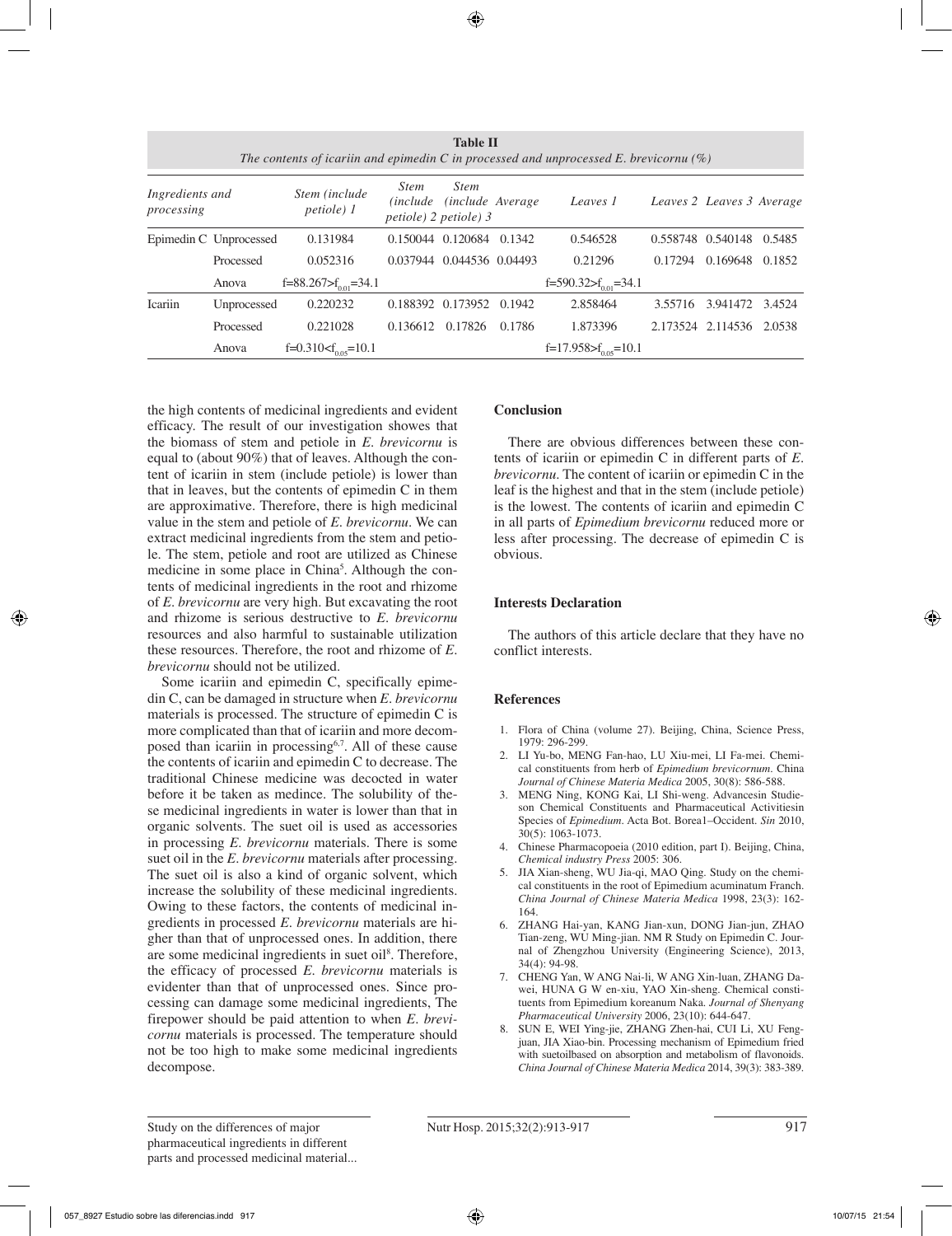**Table II**
*The contents of icariin and epimedin C in processed and unprocessed E. brevicornu (%)*

| *Ingredients and processing* | | *Stem (include petiole) 1* | *Stem (include petiole) 2* | *Stem (include petiole) 3* | *Average* | *Leaves 1* | *Leaves 2* | *Leaves 3* | *Average* |
|---|---|---|---|---|---|---|---|---|---|
| Epimedin C | Unprocessed | 0.131984 | 0.150044 | 0.120684 | 0.1342 | 0.546528 | 0.558748 | 0.540148 | 0.5485 |
| | Processed | 0.052316 | 0.037944 | 0.044536 | 0.04493 | 0.21296 | 0.17294 | 0.169648 | 0.1852 |
| | Anova | $f=88.267>f_{0.01}=34.1$ | | | | $f=590.32>f_{0.01}=34.1$ | | | |
| Icariin | Unprocessed | 0.220232 | 0.188392 | 0.173952 | 0.1942 | 2.858464 | 3.55716 | 3.941472 | 3.4524 |
| | Processed | 0.221028 | 0.136612 | 0.17826 | 0.1786 | 1.873396 | 2.173524 | 2.114536 | 2.0538 |
| | Anova | $f=0.310<f_{0.05}=10.1$ | | | | $f=17.958>f_{0.05}=10.1$ | | | |

the high contents of medicinal ingredients and evident efficacy. The result of our investigation showes that the biomass of stem and petiole in *E. brevicornu* is equal to (about 90%) that of leaves. Although the content of icariin in stem (include petiole) is lower than that in leaves, but the contents of epimedin C in them are approximative. Therefore, there is high medicinal value in the stem and petiole of *E. brevicornu*. We can extract medicinal ingredients from the stem and petiole. The stem, petiole and root are utilized as Chinese medicine in some place in China[5]. Although the contents of medicinal ingredients in the root and rhizome of *E. brevicornu* are very high. But excavating the root and rhizome is serious destructive to *E. brevicornu* resources and also harmful to sustainable utilization these resources. Therefore, the root and rhizome of *E. brevicornu* should not be utilized.

Some icariin and epimedin C, specifically epimedin C, can be damaged in structure when *E. brevicornu* materials is processed. The structure of epimedin C is more complicated than that of icariin and more decomposed than icariin in processing[6,7]. All of these cause the contents of icariin and epimedin C to decrease. The traditional Chinese medicine was decocted in water before it be taken as medince. The solubility of these medicinal ingredients in water is lower than that in organic solvents. The suet oil is used as accessories in processing *E. brevicornu* materials. There is some suet oil in the *E. brevicornu* materials after processing. The suet oil is also a kind of organic solvent, which increase the solubility of these medicinal ingredients. Owing to these factors, the contents of medicinal ingredients in processed *E. brevicornu* materials are higher than that of unprocessed ones. In addition, there are some medicinal ingredients in suet oil[8]. Therefore, the efficacy of processed *E. brevicornu* materials is evidenter than that of unprocessed ones. Since processing can damage some medicinal ingredients, The firepower should be paid attention to when *E. brevicornu* materials is processed. The temperature should not be too high to make some medicinal ingredients decompose.

## Conclusion

There are obvious differences between these contents of icariin or epimedin C in different parts of *E. brevicornu*. The content of icariin or epimedin C in the leaf is the highest and that in the stem (include petiole) is the lowest. The contents of icariin and epimedin C in all parts of *Epimedium brevicornu* reduced more or less after processing. The decrease of epimedin C is obvious.

## Interests Declaration

The authors of this article declare that they have no conflict interests.

## References

1. Flora of China (volume 27). Beijing, China, Science Press, 1979: 296-299.
2. LI Yu-bo, MENG Fan-hao, LU Xiu-mei, LI Fa-mei. Chemical constituents from herb of *Epimedium brevicornum*. China *Journal of Chinese Materia Medica* 2005, 30(8): 586-588.
3. MENG Ning, KONG Kai, LI Shi-weng. Advancesin Studieson Chemical Constituents and Pharmaceutical Activitiesin Species of *Epimedium*. Acta Bot. Borea1–Occident. *Sin* 2010, 30(5): 1063-1073.
4. Chinese Pharmacopoeia (2010 edition, part I). Beijing, China, *Chemical industry Press* 2005: 306.
5. JIA Xian-sheng, WU Jia-qi, MAO Qing. Study on the chemical constituents in the root of Epimedium acuminatum Franch. *China Journal of Chinese Materia Medica* 1998, 23(3): 162-164.
6. ZHANG Hai-yan, KANG Jian-xun, DONG Jian-jun, ZHAO Tian-zeng, WU Ming-jian. NM R Study on Epimedin C. Journal of Zhengzhou University (Engineering Science), 2013, 34(4): 94-98.
7. CHENG Yan, W ANG Nai-li, W ANG Xin-luan, ZHANG Dawei, HUNA G W en-xiu, YAO Xin-sheng. Chemical constituents from Epimedium koreanum Naka. *Journal of Shenyang Pharmaceutical University* 2006, 23(10): 644-647.
8. SUN E, WEI Ying-jie, ZHANG Zhen-hai, CUI Li, XU Fengjuan, JIA Xiao-bin. Processing mechanism of Epimedium fried with suetoilbased on absorption and metabolism of flavonoids. *China Journal of Chinese Materia Medica* 2014, 39(3): 383-389.